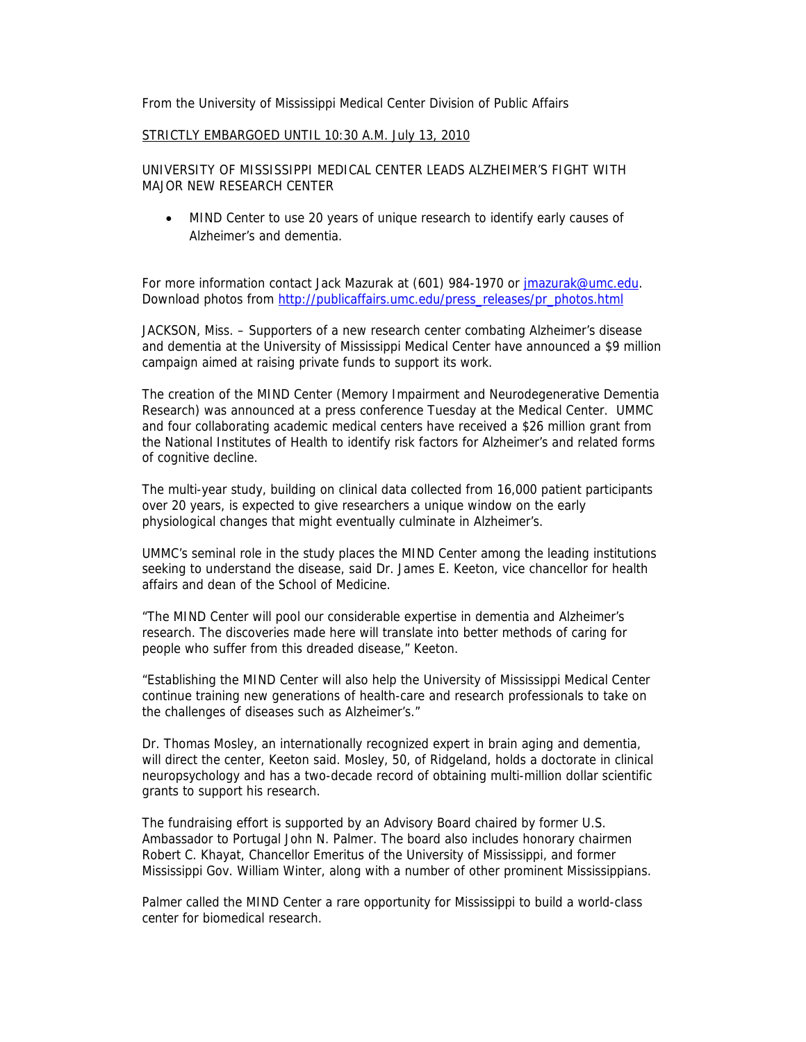From the University of Mississippi Medical Center Division of Public Affairs

STRICTLY EMBARGOED UNTIL 10:30 A.M. July 13, 2010

# UNIVERSITY OF MISSISSIPPI MEDICAL CENTER LEADS ALZHEIMER'S FIGHT WITH MAJOR NEW RESEARCH CENTER

- MIND Center to use 20 years of unique research to identify early causes of Alzheimer's and dementia.

For more information contact Jack Mazurak at (601) 984-1970 or jmazurak@umc.edu. Download photos from http://publicaffairs.umc.edu/press_releases/pr_photos.html

JACKSON, Miss. – Supporters of a new research center combating Alzheimer's disease and dementia at the University of Mississippi Medical Center have announced a $9 million campaign aimed at raising private funds to support its work.

The creation of the MIND Center (Memory Impairment and Neurodegenerative Dementia Research) was announced at a press conference Tuesday at the Medical Center. UMMC and four collaborating academic medical centers have received a $26 million grant from the National Institutes of Health to identify risk factors for Alzheimer's and related forms of cognitive decline.

The multi-year study, building on clinical data collected from 16,000 patient participants over 20 years, is expected to give researchers a unique window on the early physiological changes that might eventually culminate in Alzheimer's.

UMMC's seminal role in the study places the MIND Center among the leading institutions seeking to understand the disease, said Dr. James E. Keeton, vice chancellor for health affairs and dean of the School of Medicine.

"The MIND Center will pool our considerable expertise in dementia and Alzheimer's research. The discoveries made here will translate into better methods of caring for people who suffer from this dreaded disease," Keeton.

"Establishing the MIND Center will also help the University of Mississippi Medical Center continue training new generations of health-care and research professionals to take on the challenges of diseases such as Alzheimer's."

Dr. Thomas Mosley, an internationally recognized expert in brain aging and dementia, will direct the center, Keeton said. Mosley, 50, of Ridgeland, holds a doctorate in clinical neuropsychology and has a two-decade record of obtaining multi-million dollar scientific grants to support his research.

The fundraising effort is supported by an Advisory Board chaired by former U.S. Ambassador to Portugal John N. Palmer. The board also includes honorary chairmen Robert C. Khayat, Chancellor Emeritus of the University of Mississippi, and former Mississippi Gov. William Winter, along with a number of other prominent Mississippians.

Palmer called the MIND Center a rare opportunity for Mississippi to build a world-class center for biomedical research.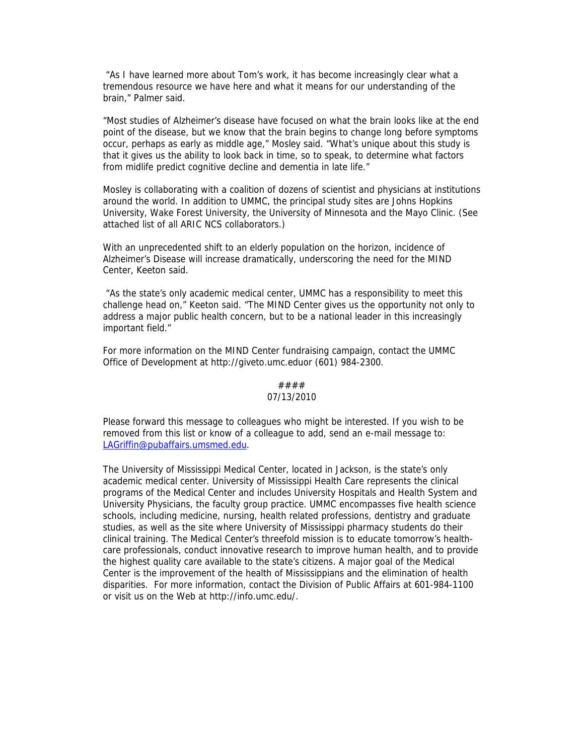"As I have learned more about Tom's work, it has become increasingly clear what a tremendous resource we have here and what it means for our understanding of the brain," Palmer said.

"Most studies of Alzheimer's disease have focused on what the brain looks like at the end point of the disease, but we know that the brain begins to change long before symptoms occur, perhaps as early as middle age," Mosley said. "What's unique about this study is that it gives us the ability to look back in time, so to speak, to determine what factors from midlife predict cognitive decline and dementia in late life."

Mosley is collaborating with a coalition of dozens of scientist and physicians at institutions around the world. In addition to UMMC, the principal study sites are Johns Hopkins University, Wake Forest University, the University of Minnesota and the Mayo Clinic. (See attached list of all ARIC NCS collaborators.)

With an unprecedented shift to an elderly population on the horizon, incidence of Alzheimer's Disease will increase dramatically, underscoring the need for the MIND Center, Keeton said.

"As the state's only academic medical center, UMMC has a responsibility to meet this challenge head on," Keeton said. "The MIND Center gives us the opportunity not only to address a major public health concern, but to be a national leader in this increasingly important field."

For more information on the MIND Center fundraising campaign, contact the UMMC Office of Development at http://giveto.umc.eduor (601) 984-2300.

####

07/13/2010

Please forward this message to colleagues who might be interested. If you wish to be removed from this list or know of a colleague to add, send an e-mail message to: LAGriffin@pubaffairs.umsmed.edu.

The University of Mississippi Medical Center, located in Jackson, is the state's only academic medical center. University of Mississippi Health Care represents the clinical programs of the Medical Center and includes University Hospitals and Health System and University Physicians, the faculty group practice. UMMC encompasses five health science schools, including medicine, nursing, health related professions, dentistry and graduate studies, as well as the site where University of Mississippi pharmacy students do their clinical training. The Medical Center's threefold mission is to educate tomorrow's health-care professionals, conduct innovative research to improve human health, and to provide the highest quality care available to the state's citizens. A major goal of the Medical Center is the improvement of the health of Mississippians and the elimination of health disparities. For more information, contact the Division of Public Affairs at 601-984-1100 or visit us on the Web at http://info.umc.edu/.